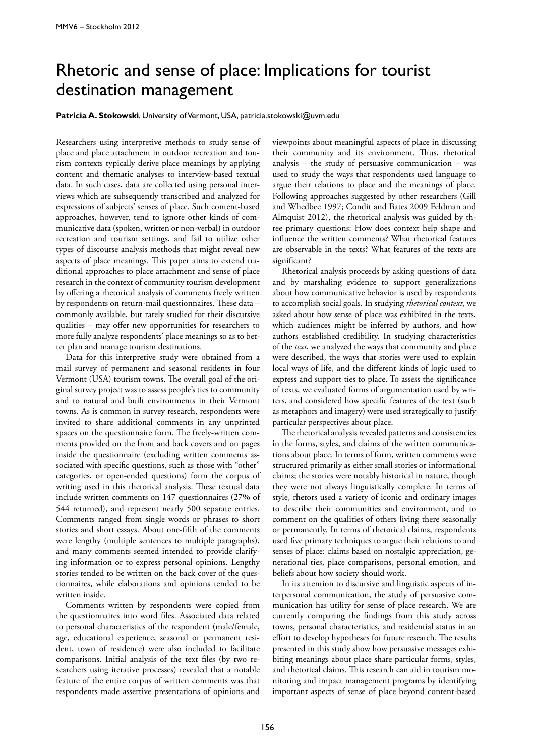# Rhetoric and sense of place: Implications for tourist destination management

**Patricia A. Stokowski**, University of Vermont, USA, patricia.stokowski@uvm.edu

Researchers using interpretive methods to study sense of place and place attachment in outdoor recreation and tourism contexts typically derive place meanings by applying content and thematic analyses to interview-based textual data. In such cases, data are collected using personal interviews which are subsequently transcribed and analyzed for expressions of subjects' senses of place. Such content-based approaches, however, tend to ignore other kinds of communicative data (spoken, written or non-verbal) in outdoor recreation and tourism settings, and fail to utilize other types of discourse analysis methods that might reveal new aspects of place meanings. This paper aims to extend traditional approaches to place attachment and sense of place research in the context of community tourism development by offering a rhetorical analysis of comments freely written by respondents on return-mail questionnaires. These data – commonly available, but rarely studied for their discursive qualities – may offer new opportunities for researchers to more fully analyze respondents' place meanings so as to better plan and manage tourism destinations.

Data for this interpretive study were obtained from a mail survey of permanent and seasonal residents in four Vermont (USA) tourism towns. The overall goal of the original survey project was to assess people's ties to community and to natural and built environments in their Vermont towns. As is common in survey research, respondents were invited to share additional comments in any unprinted spaces on the questionnaire form. The freely-written comments provided on the front and back covers and on pages inside the questionnaire (excluding written comments associated with specific questions, such as those with "other" categories, or open-ended questions) form the corpus of writing used in this rhetorical analysis. These textual data include written comments on 147 questionnaires (27% of 544 returned), and represent nearly 500 separate entries. Comments ranged from single words or phrases to short stories and short essays. About one-fifth of the comments were lengthy (multiple sentences to multiple paragraphs), and many comments seemed intended to provide clarifying information or to express personal opinions. Lengthy stories tended to be written on the back cover of the questionnaires, while elaborations and opinions tended to be written inside.

Comments written by respondents were copied from the questionnaires into word files. Associated data related to personal characteristics of the respondent (male/female, age, educational experience, seasonal or permanent resident, town of residence) were also included to facilitate comparisons. Initial analysis of the text files (by two researchers using iterative processes) revealed that a notable feature of the entire corpus of written comments was that respondents made assertive presentations of opinions and viewpoints about meaningful aspects of place in discussing their community and its environment. Thus, rhetorical analysis – the study of persuasive communication – was used to study the ways that respondents used language to argue their relations to place and the meanings of place. Following approaches suggested by other researchers (Gill and Whedbee 1997; Condit and Bates 2009 Feldman and Almquist 2012), the rhetorical analysis was guided by three primary questions: How does context help shape and influence the written comments? What rhetorical features are observable in the texts? What features of the texts are significant?

Rhetorical analysis proceeds by asking questions of data and by marshaling evidence to support generalizations about how communicative behavior is used by respondents to accomplish social goals. In studying *rhetorical context*, we asked about how sense of place was exhibited in the texts, which audiences might be inferred by authors, and how authors established credibility. In studying characteristics of the *text*, we analyzed the ways that community and place were described, the ways that stories were used to explain local ways of life, and the different kinds of logic used to express and support ties to place. To assess the significance of texts, we evaluated forms of argumentation used by writers, and considered how specific features of the text (such as metaphors and imagery) were used strategically to justify particular perspectives about place.

The rhetorical analysis revealed patterns and consistencies in the forms, styles, and claims of the written communications about place. In terms of form, written comments were structured primarily as either small stories or informational claims; the stories were notably historical in nature, though they were not always linguistically complete. In terms of style, rhetors used a variety of iconic and ordinary images to describe their communities and environment, and to comment on the qualities of others living there seasonally or permanently. In terms of rhetorical claims, respondents used five primary techniques to argue their relations to and senses of place: claims based on nostalgic appreciation, generational ties, place comparisons, personal emotion, and beliefs about how society should work.

In its attention to discursive and linguistic aspects of interpersonal communication, the study of persuasive communication has utility for sense of place research. We are currently comparing the findings from this study across towns, personal characteristics, and residential status in an effort to develop hypotheses for future research. The results presented in this study show how persuasive messages exhibiting meanings about place share particular forms, styles, and rhetorical claims. This research can aid in tourism monitoring and impact management programs by identifying important aspects of sense of place beyond content-based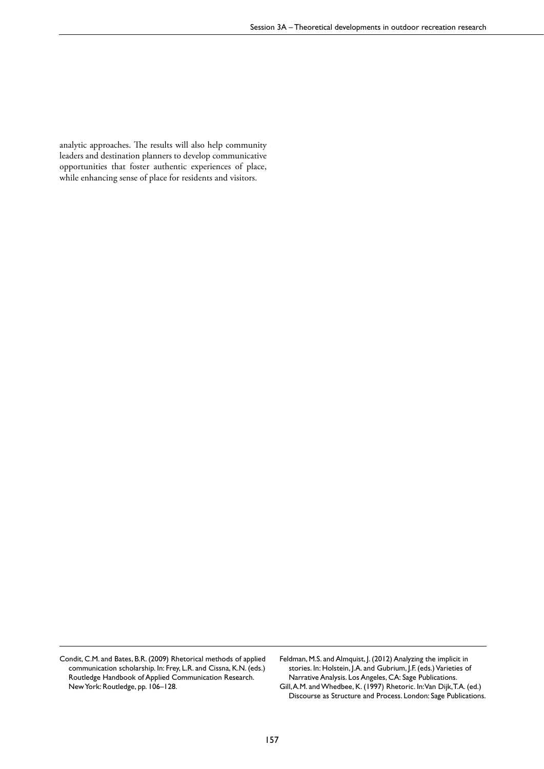analytic approaches. The results will also help community leaders and destination planners to develop communicative opportunities that foster authentic experiences of place, while enhancing sense of place for residents and visitors.

Condit, C.M. and Bates, B.R. (2009) Rhetorical methods of applied communication scholarship. In: Frey, L.R. and Cissna, K.N. (eds.) Routledge Handbook of Applied Communication Research. New York: Routledge, pp. 106–128.

Feldman, M.S. and Almquist, J. (2012) Analyzing the implicit in stories. In: Holstein, J.A. and Gubrium, J.F. (eds.) Varieties of Narrative Analysis. Los Angeles, CA: Sage Publications.

Gill, A.M. and Whedbee, K. (1997) Rhetoric. In: Van Dijk, T.A. (ed.) Discourse as Structure and Process. London: Sage Publications.